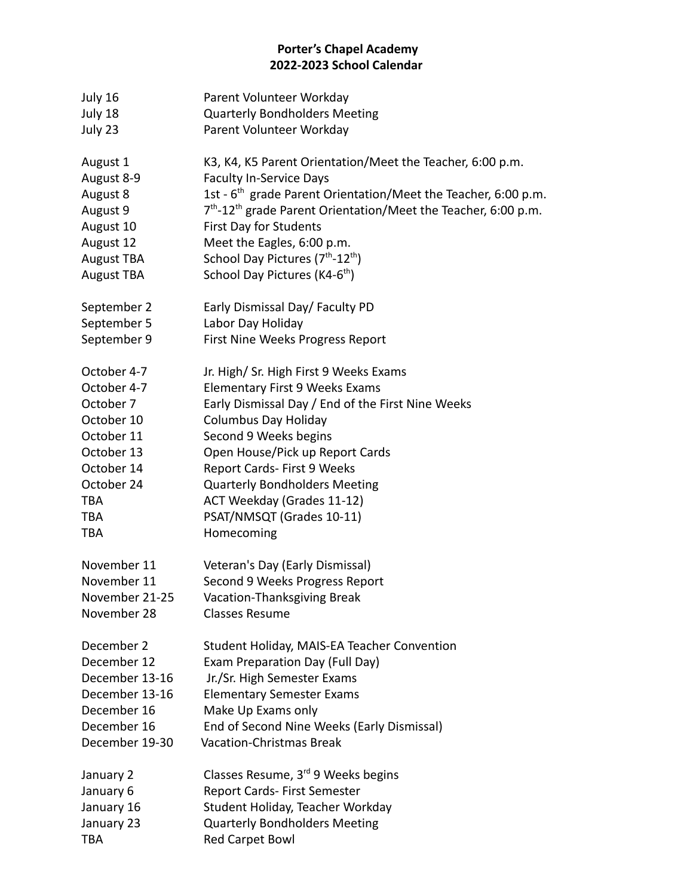# Porter's Chapel Academy
## 2022-2023 School Calendar

| | |
|---|---|
| July 16 | Parent Volunteer Workday |
| July 18 | Quarterly Bondholders Meeting |
| July 23 | Parent Volunteer Workday |
| | |
| August 1 | K3, K4, K5 Parent Orientation/Meet the Teacher, 6:00 p.m. |
| August 8-9 | Faculty In-Service Days |
| August 8 | 1st - 6th grade Parent Orientation/Meet the Teacher, 6:00 p.m. |
| August 9 | 7th-12th grade Parent Orientation/Meet the Teacher, 6:00 p.m. |
| August 10 | First Day for Students |
| August 12 | Meet the Eagles, 6:00 p.m. |
| August TBA | School Day Pictures (7th-12th) |
| August TBA | School Day Pictures (K4-6th) |
| | |
| September 2 | Early Dismissal Day/ Faculty PD |
| September 5 | Labor Day Holiday |
| September 9 | First Nine Weeks Progress Report |
| | |
| October 4-7 | Jr. High/ Sr. High First 9 Weeks Exams |
| October 4-7 | Elementary First 9 Weeks Exams |
| October 7 | Early Dismissal Day / End of the First Nine Weeks |
| October 10 | Columbus Day Holiday |
| October 11 | Second 9 Weeks begins |
| October 13 | Open House/Pick up Report Cards |
| October 14 | Report Cards- First 9 Weeks |
| October 24 | Quarterly Bondholders Meeting |
| TBA | ACT Weekday (Grades 11-12) |
| TBA | PSAT/NMSQT (Grades 10-11) |
| TBA | Homecoming |
| | |
| November 11 | Veteran's Day (Early Dismissal) |
| November 11 | Second 9 Weeks Progress Report |
| November 21-25 | Vacation-Thanksgiving Break |
| November 28 | Classes Resume |
| | |
| December 2 | Student Holiday, MAIS-EA Teacher Convention |
| December 12 | Exam Preparation Day (Full Day) |
| December 13-16 | Jr./Sr. High Semester Exams |
| December 13-16 | Elementary Semester Exams |
| December 16 | Make Up Exams only |
| December 16 | End of Second Nine Weeks (Early Dismissal) |
| December 19-30 | Vacation-Christmas Break |
| | |
| January 2 | Classes Resume, 3rd 9 Weeks begins |
| January 6 | Report Cards- First Semester |
| January 16 | Student Holiday, Teacher Workday |
| January 23 | Quarterly Bondholders Meeting |
| TBA | Red Carpet Bowl |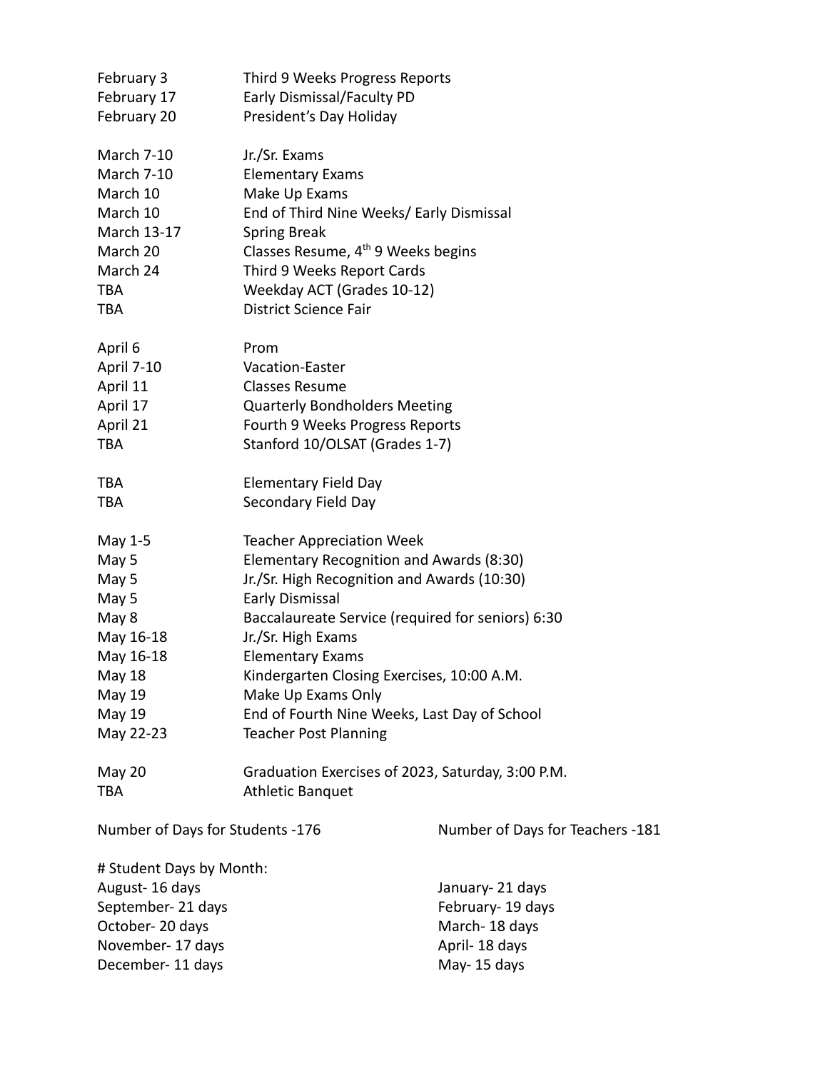| | |
|---|---|
| February 3 | Third 9 Weeks Progress Reports |
| February 17 | Early Dismissal/Faculty PD |
| February 20 | President's Day Holiday |
| March 7-10 | Jr./Sr. Exams |
| March 7-10 | Elementary Exams |
| March 10 | Make Up Exams |
| March 10 | End of Third Nine Weeks/ Early Dismissal |
| March 13-17 | Spring Break |
| March 20 | Classes Resume, 4th 9 Weeks begins |
| March 24 | Third 9 Weeks Report Cards |
| TBA | Weekday ACT (Grades 10-12) |
| TBA | District Science Fair |
| April 6 | Prom |
| April 7-10 | Vacation-Easter |
| April 11 | Classes Resume |
| April 17 | Quarterly Bondholders Meeting |
| April 21 | Fourth 9 Weeks Progress Reports |
| TBA | Stanford 10/OLSAT (Grades 1-7) |
| TBA | Elementary Field Day |
| TBA | Secondary Field Day |
| May 1-5 | Teacher Appreciation Week |
| May 5 | Elementary Recognition and Awards (8:30) |
| May 5 | Jr./Sr. High Recognition and Awards (10:30) |
| May 5 | Early Dismissal |
| May 8 | Baccalaureate Service (required for seniors) 6:30 |
| May 16-18 | Jr./Sr. High Exams |
| May 16-18 | Elementary Exams |
| May 18 | Kindergarten Closing Exercises, 10:00 A.M. |
| May 19 | Make Up Exams Only |
| May 19 | End of Fourth Nine Weeks, Last Day of School |
| May 22-23 | Teacher Post Planning |
| May 20 | Graduation Exercises of 2023, Saturday, 3:00 P.M. |
| TBA | Athletic Banquet |

Number of Days for Students -176

Number of Days for Teachers -181

# Student Days by Month:

August- 16 days
September- 21 days
October- 20 days
November- 17 days
December- 11 days
January- 21 days
February- 19 days
March- 18 days
April- 18 days
May- 15 days